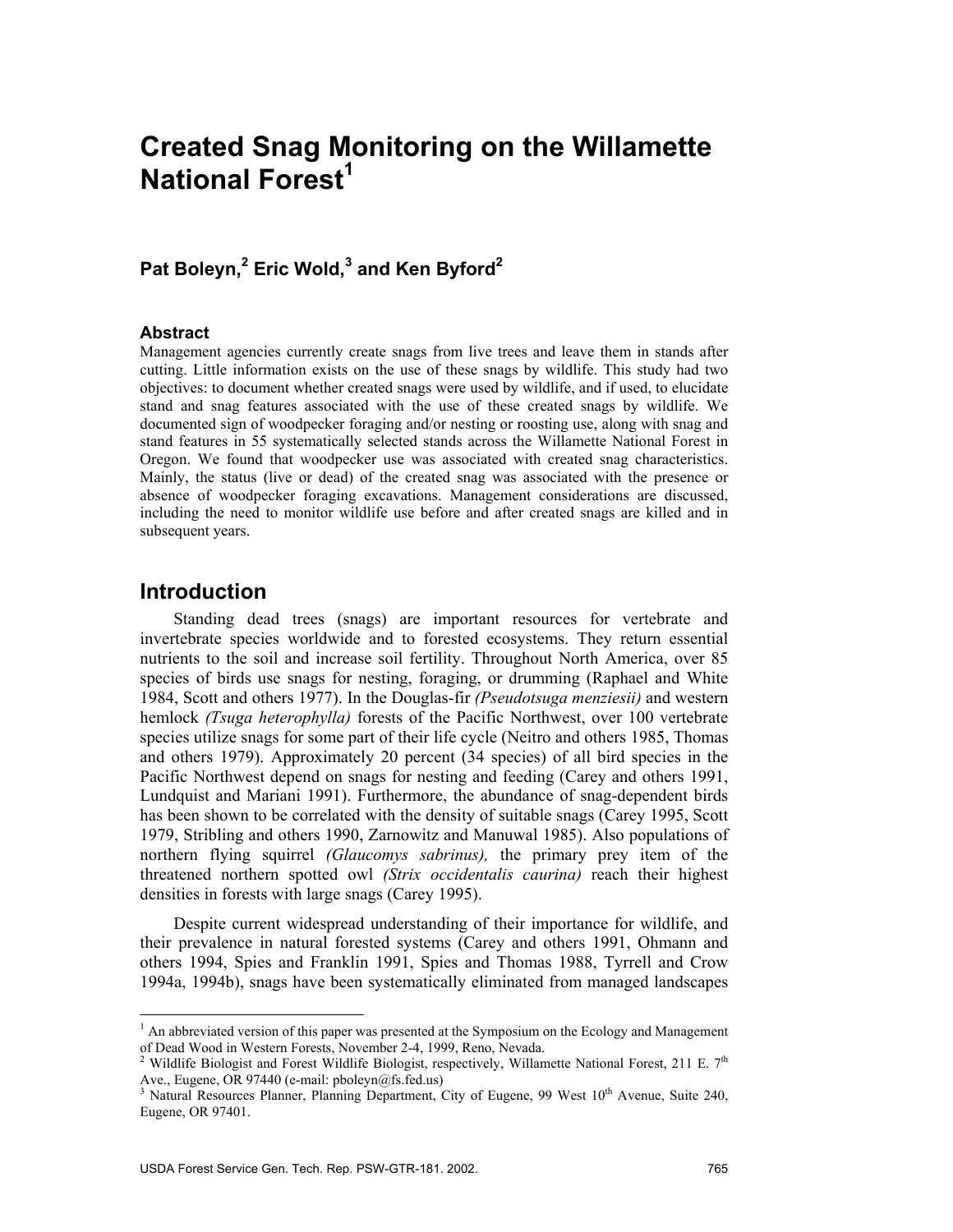# Created Snag Monitoring on the Willamette National Forest[1]

## Pat Boleyn,[2] Eric Wold,[3] and Ken Byford[2]

### Abstract

Management agencies currently create snags from live trees and leave them in stands after cutting. Little information exists on the use of these snags by wildlife. This study had two objectives: to document whether created snags were used by wildlife, and if used, to elucidate stand and snag features associated with the use of these created snags by wildlife. We documented sign of woodpecker foraging and/or nesting or roosting use, along with snag and stand features in 55 systematically selected stands across the Willamette National Forest in Oregon. We found that woodpecker use was associated with created snag characteristics. Mainly, the status (live or dead) of the created snag was associated with the presence or absence of woodpecker foraging excavations. Management considerations are discussed, including the need to monitor wildlife use before and after created snags are killed and in subsequent years.

## Introduction

Standing dead trees (snags) are important resources for vertebrate and invertebrate species worldwide and to forested ecosystems. They return essential nutrients to the soil and increase soil fertility. Throughout North America, over 85 species of birds use snags for nesting, foraging, or drumming (Raphael and White 1984, Scott and others 1977). In the Douglas-fir *(Pseudotsuga menziesii)* and western hemlock *(Tsuga heterophylla)* forests of the Pacific Northwest, over 100 vertebrate species utilize snags for some part of their life cycle (Neitro and others 1985, Thomas and others 1979). Approximately 20 percent (34 species) of all bird species in the Pacific Northwest depend on snags for nesting and feeding (Carey and others 1991, Lundquist and Mariani 1991). Furthermore, the abundance of snag-dependent birds has been shown to be correlated with the density of suitable snags (Carey 1995, Scott 1979, Stribling and others 1990, Zarnowitz and Manuwal 1985). Also populations of northern flying squirrel *(Glaucomys sabrinus),* the primary prey item of the threatened northern spotted owl *(Strix occidentalis caurina)* reach their highest densities in forests with large snags (Carey 1995).

Despite current widespread understanding of their importance for wildlife, and their prevalence in natural forested systems (Carey and others 1991, Ohmann and others 1994, Spies and Franklin 1991, Spies and Thomas 1988, Tyrrell and Crow 1994a, 1994b), snags have been systematically eliminated from managed landscapes

---

[1] An abbreviated version of this paper was presented at the Symposium on the Ecology and Management of Dead Wood in Western Forests, November 2-4, 1999, Reno, Nevada.

[2] Wildlife Biologist and Forest Wildlife Biologist, respectively, Willamette National Forest, 211 E. 7th Ave., Eugene, OR 97440 (e-mail: pboleyn@fs.fed.us)

[3] Natural Resources Planner, Planning Department, City of Eugene, 99 West 10th Avenue, Suite 240, Eugene, OR 97401.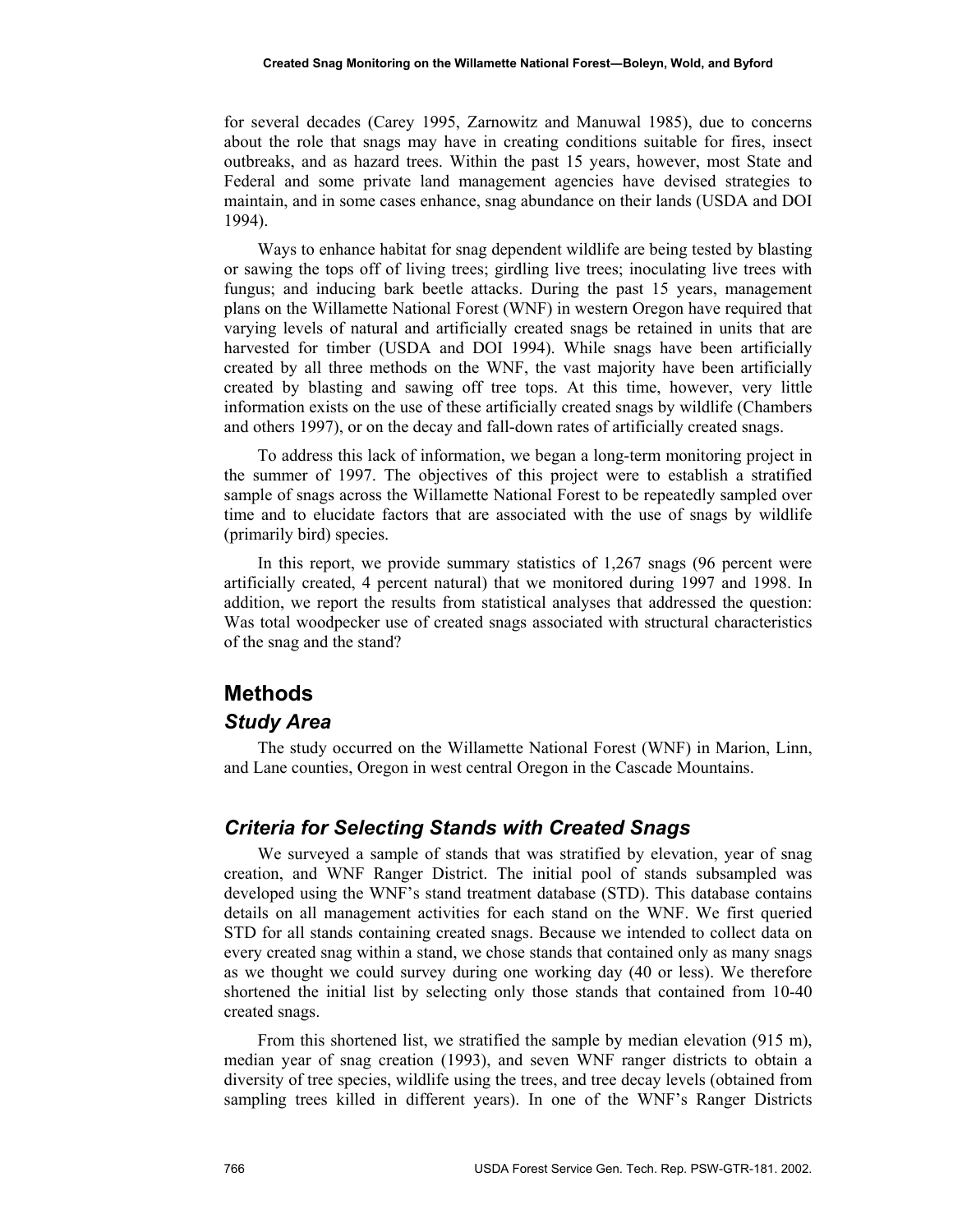for several decades (Carey 1995, Zarnowitz and Manuwal 1985), due to concerns about the role that snags may have in creating conditions suitable for fires, insect outbreaks, and as hazard trees. Within the past 15 years, however, most State and Federal and some private land management agencies have devised strategies to maintain, and in some cases enhance, snag abundance on their lands (USDA and DOI 1994).

Ways to enhance habitat for snag dependent wildlife are being tested by blasting or sawing the tops off of living trees; girdling live trees; inoculating live trees with fungus; and inducing bark beetle attacks. During the past 15 years, management plans on the Willamette National Forest (WNF) in western Oregon have required that varying levels of natural and artificially created snags be retained in units that are harvested for timber (USDA and DOI 1994). While snags have been artificially created by all three methods on the WNF, the vast majority have been artificially created by blasting and sawing off tree tops. At this time, however, very little information exists on the use of these artificially created snags by wildlife (Chambers and others 1997), or on the decay and fall-down rates of artificially created snags.

To address this lack of information, we began a long-term monitoring project in the summer of 1997. The objectives of this project were to establish a stratified sample of snags across the Willamette National Forest to be repeatedly sampled over time and to elucidate factors that are associated with the use of snags by wildlife (primarily bird) species.

In this report, we provide summary statistics of 1,267 snags (96 percent were artificially created, 4 percent natural) that we monitored during 1997 and 1998. In addition, we report the results from statistical analyses that addressed the question: Was total woodpecker use of created snags associated with structural characteristics of the snag and the stand?

## Methods

### *Study Area*

The study occurred on the Willamette National Forest (WNF) in Marion, Linn, and Lane counties, Oregon in west central Oregon in the Cascade Mountains.

### *Criteria for Selecting Stands with Created Snags*

We surveyed a sample of stands that was stratified by elevation, year of snag creation, and WNF Ranger District. The initial pool of stands subsampled was developed using the WNF's stand treatment database (STD). This database contains details on all management activities for each stand on the WNF. We first queried STD for all stands containing created snags. Because we intended to collect data on every created snag within a stand, we chose stands that contained only as many snags as we thought we could survey during one working day (40 or less). We therefore shortened the initial list by selecting only those stands that contained from 10-40 created snags.

From this shortened list, we stratified the sample by median elevation (915 m), median year of snag creation (1993), and seven WNF ranger districts to obtain a diversity of tree species, wildlife using the trees, and tree decay levels (obtained from sampling trees killed in different years). In one of the WNF's Ranger Districts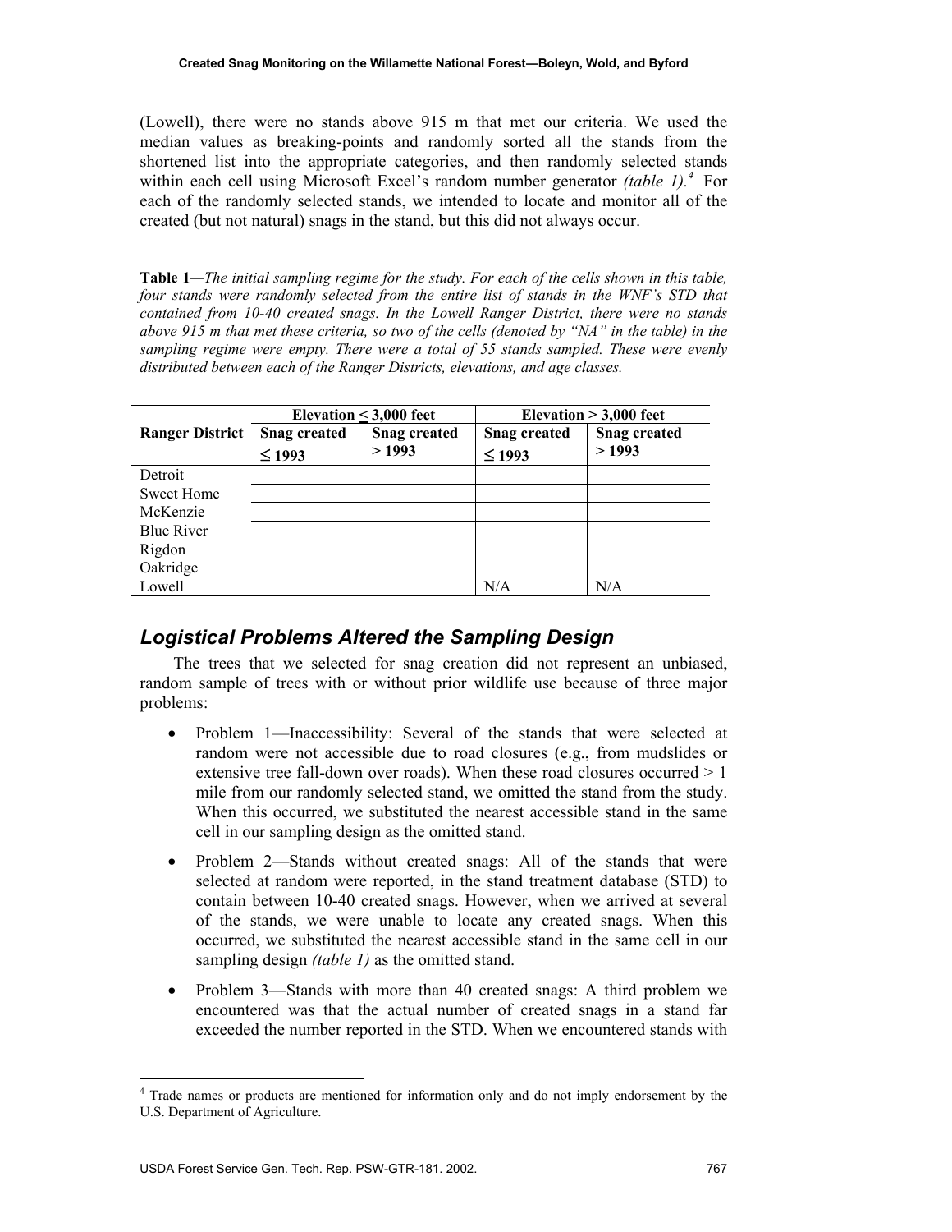(Lowell), there were no stands above 915 m that met our criteria. We used the median values as breaking-points and randomly sorted all the stands from the shortened list into the appropriate categories, and then randomly selected stands within each cell using Microsoft Excel's random number generator *(table 1)*.[4] For each of the randomly selected stands, we intended to locate and monitor all of the created (but not natural) snags in the stand, but this did not always occur.

**Table 1**—*The initial sampling regime for the study. For each of the cells shown in this table, four stands were randomly selected from the entire list of stands in the WNF's STD that contained from 10-40 created snags. In the Lowell Ranger District, there were no stands above 915 m that met these criteria, so two of the cells (denoted by "NA" in the table) in the sampling regime were empty. There were a total of 55 stands sampled. These were evenly distributed between each of the Ranger Districts, elevations, and age classes.*

| | Elevation ≤ 3,000 feet | | Elevation > 3,000 feet | |
|---|---|---|---|---|
| **Ranger District** | **Snag created ≤ 1993** | **Snag created > 1993** | **Snag created ≤ 1993** | **Snag created > 1993** |
| Detroit | | | | |
| Sweet Home | | | | |
| McKenzie | | | | |
| Blue River | | | | |
| Rigdon | | | | |
| Oakridge | | | | |
| Lowell | | | N/A | N/A |

## *Logistical Problems Altered the Sampling Design*

The trees that we selected for snag creation did not represent an unbiased, random sample of trees with or without prior wildlife use because of three major problems:

- Problem 1—Inaccessibility: Several of the stands that were selected at random were not accessible due to road closures (e.g., from mudslides or extensive tree fall-down over roads). When these road closures occurred > 1 mile from our randomly selected stand, we omitted the stand from the study. When this occurred, we substituted the nearest accessible stand in the same cell in our sampling design as the omitted stand.
- Problem 2—Stands without created snags: All of the stands that were selected at random were reported, in the stand treatment database (STD) to contain between 10-40 created snags. However, when we arrived at several of the stands, we were unable to locate any created snags. When this occurred, we substituted the nearest accessible stand in the same cell in our sampling design *(table 1)* as the omitted stand.
- Problem 3—Stands with more than 40 created snags: A third problem we encountered was that the actual number of created snags in a stand far exceeded the number reported in the STD. When we encountered stands with

[4] Trade names or products are mentioned for information only and do not imply endorsement by the U.S. Department of Agriculture.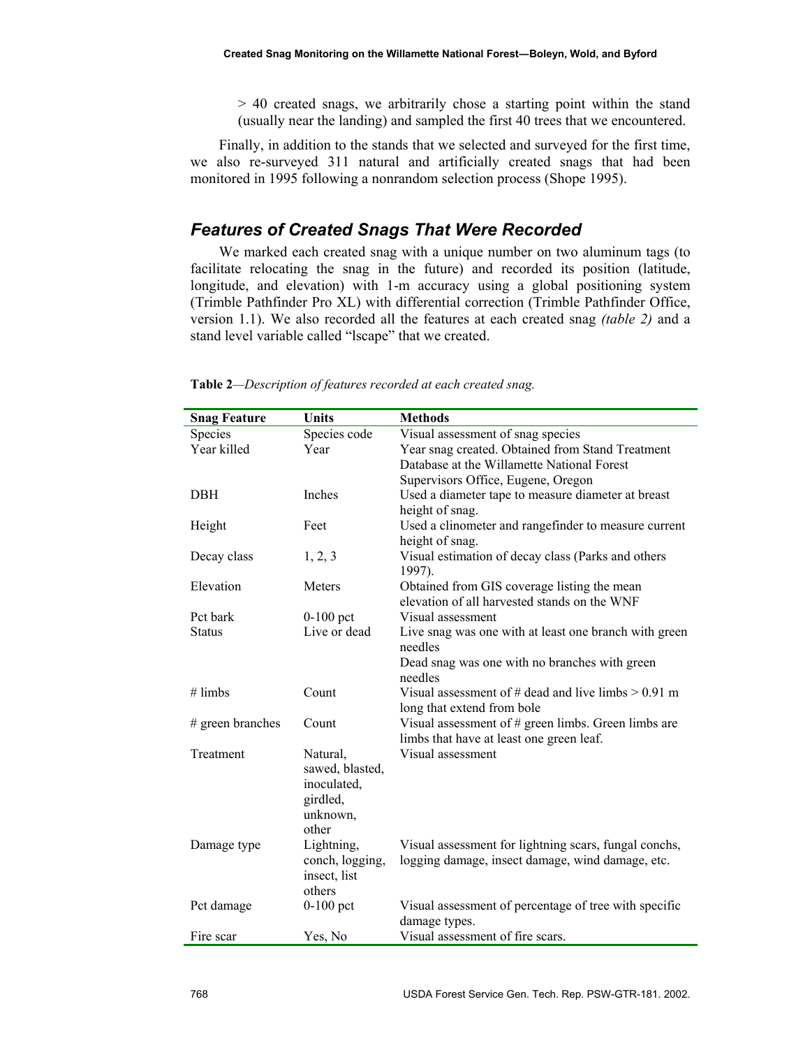> 40 created snags, we arbitrarily chose a starting point within the stand (usually near the landing) and sampled the first 40 trees that we encountered.

Finally, in addition to the stands that we selected and surveyed for the first time, we also re-surveyed 311 natural and artificially created snags that had been monitored in 1995 following a nonrandom selection process (Shope 1995).

## Features of Created Snags That Were Recorded

We marked each created snag with a unique number on two aluminum tags (to facilitate relocating the snag in the future) and recorded its position (latitude, longitude, and elevation) with 1-m accuracy using a global positioning system (Trimble Pathfinder Pro XL) with differential correction (Trimble Pathfinder Office, version 1.1). We also recorded all the features at each created snag *(table 2)* and a stand level variable called "lscape" that we created.

**Table 2**—*Description of features recorded at each created snag.*

| Snag Feature | Units | Methods |
|---|---|---|
| Species | Species code | Visual assessment of snag species |
| Year killed | Year | Year snag created. Obtained from Stand Treatment Database at the Willamette National Forest Supervisors Office, Eugene, Oregon |
| DBH | Inches | Used a diameter tape to measure diameter at breast height of snag. |
| Height | Feet | Used a clinometer and rangefinder to measure current height of snag. |
| Decay class | 1, 2, 3 | Visual estimation of decay class (Parks and others 1997). |
| Elevation | Meters | Obtained from GIS coverage listing the mean elevation of all harvested stands on the WNF |
| Pct bark | 0-100 pct | Visual assessment |
| Status | Live or dead | Live snag was one with at least one branch with green needles<br>Dead snag was one with no branches with green needles |
| # limbs | Count | Visual assessment of # dead and live limbs > 0.91 m long that extend from bole |
| # green branches | Count | Visual assessment of # green limbs. Green limbs are limbs that have at least one green leaf. |
| Treatment | Natural, sawed, blasted, inoculated, girdled, unknown, other | Visual assessment |
| Damage type | Lightning, conch, logging, insect, list others | Visual assessment for lightning scars, fungal conchs, logging damage, insect damage, wind damage, etc. |
| Pct damage | 0-100 pct | Visual assessment of percentage of tree with specific damage types. |
| Fire scar | Yes, No | Visual assessment of fire scars. |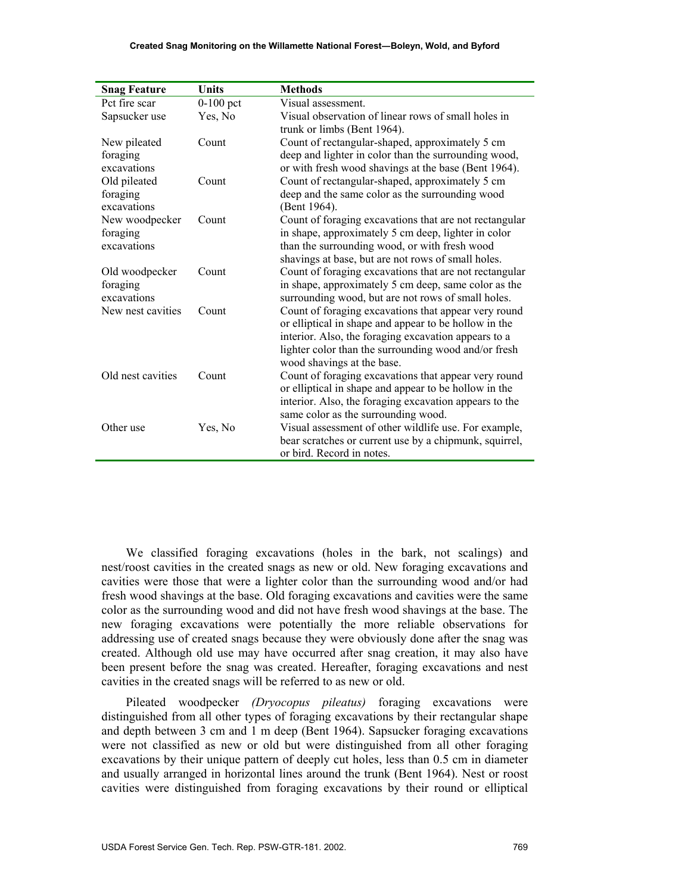| Snag Feature | Units | Methods |
|---|---|---|
| Pct fire scar | 0-100 pct | Visual assessment. |
| Sapsucker use | Yes, No | Visual observation of linear rows of small holes in trunk or limbs (Bent 1964). |
| New pileated foraging excavations | Count | Count of rectangular-shaped, approximately 5 cm deep and lighter in color than the surrounding wood, or with fresh wood shavings at the base (Bent 1964). |
| Old pileated foraging excavations | Count | Count of rectangular-shaped, approximately 5 cm deep and the same color as the surrounding wood (Bent 1964). |
| New woodpecker foraging excavations | Count | Count of foraging excavations that are not rectangular in shape, approximately 5 cm deep, lighter in color than the surrounding wood, or with fresh wood shavings at base, but are not rows of small holes. |
| Old woodpecker foraging excavations | Count | Count of foraging excavations that are not rectangular in shape, approximately 5 cm deep, same color as the surrounding wood, but are not rows of small holes. |
| New nest cavities | Count | Count of foraging excavations that appear very round or elliptical in shape and appear to be hollow in the interior. Also, the foraging excavation appears to a lighter color than the surrounding wood and/or fresh wood shavings at the base. |
| Old nest cavities | Count | Count of foraging excavations that appear very round or elliptical in shape and appear to be hollow in the interior. Also, the foraging excavation appears to the same color as the surrounding wood. |
| Other use | Yes, No | Visual assessment of other wildlife use. For example, bear scratches or current use by a chipmunk, squirrel, or bird. Record in notes. |

We classified foraging excavations (holes in the bark, not scalings) and nest/roost cavities in the created snags as new or old. New foraging excavations and cavities were those that were a lighter color than the surrounding wood and/or had fresh wood shavings at the base. Old foraging excavations and cavities were the same color as the surrounding wood and did not have fresh wood shavings at the base. The new foraging excavations were potentially the more reliable observations for addressing use of created snags because they were obviously done after the snag was created. Although old use may have occurred after snag creation, it may also have been present before the snag was created. Hereafter, foraging excavations and nest cavities in the created snags will be referred to as new or old.

Pileated woodpecker *(Dryocopus pileatus)* foraging excavations were distinguished from all other types of foraging excavations by their rectangular shape and depth between 3 cm and 1 m deep (Bent 1964). Sapsucker foraging excavations were not classified as new or old but were distinguished from all other foraging excavations by their unique pattern of deeply cut holes, less than 0.5 cm in diameter and usually arranged in horizontal lines around the trunk (Bent 1964). Nest or roost cavities were distinguished from foraging excavations by their round or elliptical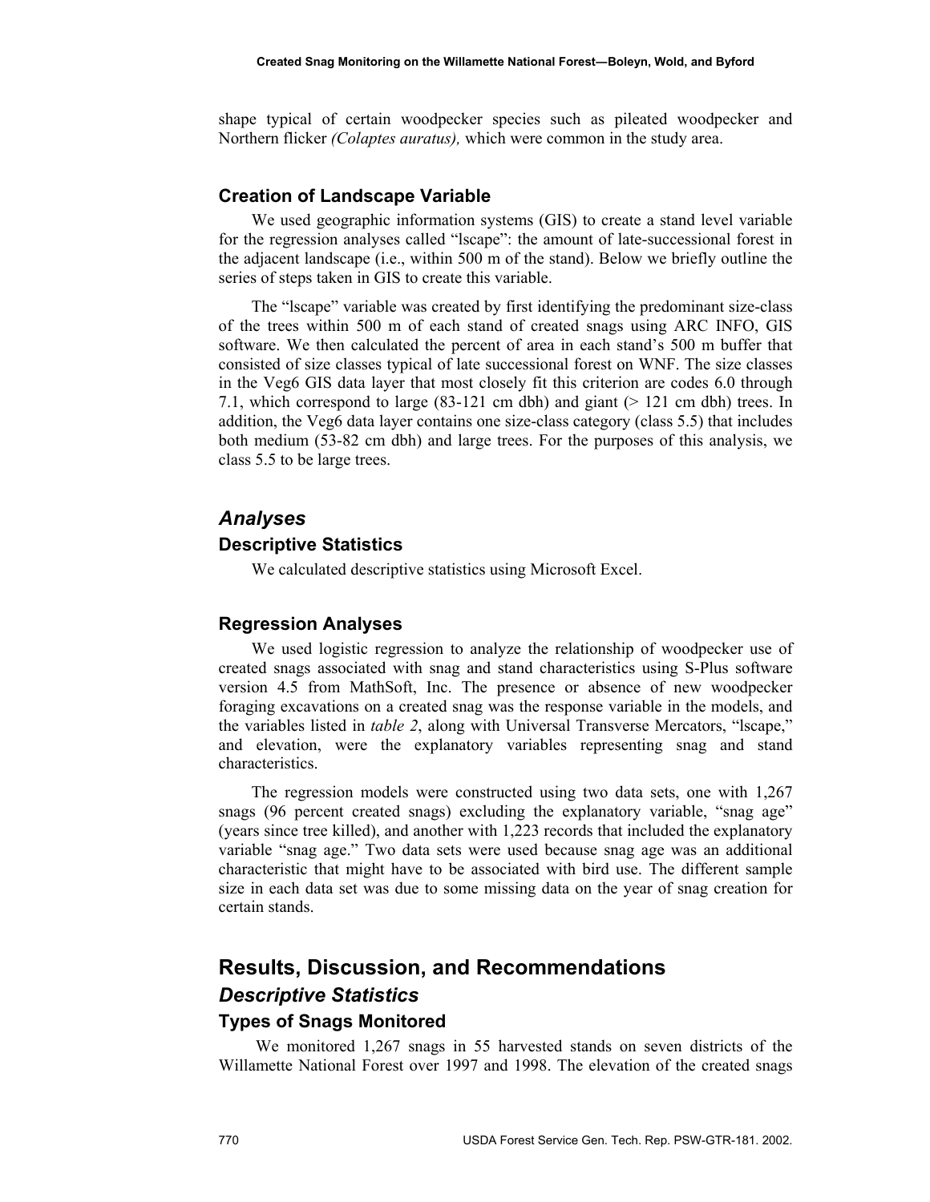shape typical of certain woodpecker species such as pileated woodpecker and Northern flicker *(Colaptes auratus),* which were common in the study area.

### Creation of Landscape Variable

We used geographic information systems (GIS) to create a stand level variable for the regression analyses called "lscape": the amount of late-successional forest in the adjacent landscape (i.e., within 500 m of the stand). Below we briefly outline the series of steps taken in GIS to create this variable.

The "lscape" variable was created by first identifying the predominant size-class of the trees within 500 m of each stand of created snags using ARC INFO, GIS software. We then calculated the percent of area in each stand's 500 m buffer that consisted of size classes typical of late successional forest on WNF. The size classes in the Veg6 GIS data layer that most closely fit this criterion are codes 6.0 through 7.1, which correspond to large (83-121 cm dbh) and giant (> 121 cm dbh) trees. In addition, the Veg6 data layer contains one size-class category (class 5.5) that includes both medium (53-82 cm dbh) and large trees. For the purposes of this analysis, we class 5.5 to be large trees.

## *Analyses*

### Descriptive Statistics

We calculated descriptive statistics using Microsoft Excel.

### Regression Analyses

We used logistic regression to analyze the relationship of woodpecker use of created snags associated with snag and stand characteristics using S-Plus software version 4.5 from MathSoft, Inc. The presence or absence of new woodpecker foraging excavations on a created snag was the response variable in the models, and the variables listed in *table 2*, along with Universal Transverse Mercators, "lscape," and elevation, were the explanatory variables representing snag and stand characteristics.

The regression models were constructed using two data sets, one with 1,267 snags (96 percent created snags) excluding the explanatory variable, "snag age" (years since tree killed), and another with 1,223 records that included the explanatory variable "snag age." Two data sets were used because snag age was an additional characteristic that might have to be associated with bird use. The different sample size in each data set was due to some missing data on the year of snag creation for certain stands.

# Results, Discussion, and Recommendations

## *Descriptive Statistics*

### Types of Snags Monitored

We monitored 1,267 snags in 55 harvested stands on seven districts of the Willamette National Forest over 1997 and 1998. The elevation of the created snags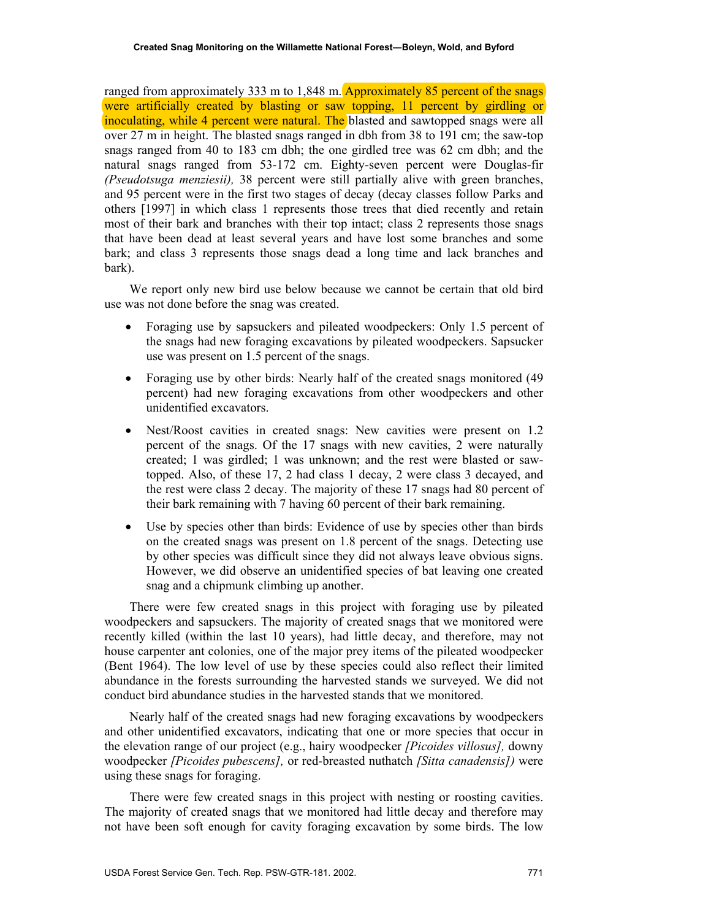ranged from approximately 333 m to 1,848 m. Approximately 85 percent of the snags were artificially created by blasting or saw topping, 11 percent by girdling or inoculating, while 4 percent were natural. The blasted and sawtopped snags were all over 27 m in height. The blasted snags ranged in dbh from 38 to 191 cm; the saw-top snags ranged from 40 to 183 cm dbh; the one girdled tree was 62 cm dbh; and the natural snags ranged from 53-172 cm. Eighty-seven percent were Douglas-fir *(Pseudotsuga menziesii),* 38 percent were still partially alive with green branches, and 95 percent were in the first two stages of decay (decay classes follow Parks and others [1997] in which class 1 represents those trees that died recently and retain most of their bark and branches with their top intact; class 2 represents those snags that have been dead at least several years and have lost some branches and some bark; and class 3 represents those snags dead a long time and lack branches and bark).

We report only new bird use below because we cannot be certain that old bird use was not done before the snag was created.

- Foraging use by sapsuckers and pileated woodpeckers: Only 1.5 percent of the snags had new foraging excavations by pileated woodpeckers. Sapsucker use was present on 1.5 percent of the snags.
- Foraging use by other birds: Nearly half of the created snags monitored (49 percent) had new foraging excavations from other woodpeckers and other unidentified excavators.
- Nest/Roost cavities in created snags: New cavities were present on 1.2 percent of the snags. Of the 17 snags with new cavities, 2 were naturally created; 1 was girdled; 1 was unknown; and the rest were blasted or saw-topped. Also, of these 17, 2 had class 1 decay, 2 were class 3 decayed, and the rest were class 2 decay. The majority of these 17 snags had 80 percent of their bark remaining with 7 having 60 percent of their bark remaining.
- Use by species other than birds: Evidence of use by species other than birds on the created snags was present on 1.8 percent of the snags. Detecting use by other species was difficult since they did not always leave obvious signs. However, we did observe an unidentified species of bat leaving one created snag and a chipmunk climbing up another.

There were few created snags in this project with foraging use by pileated woodpeckers and sapsuckers. The majority of created snags that we monitored were recently killed (within the last 10 years), had little decay, and therefore, may not house carpenter ant colonies, one of the major prey items of the pileated woodpecker (Bent 1964). The low level of use by these species could also reflect their limited abundance in the forests surrounding the harvested stands we surveyed. We did not conduct bird abundance studies in the harvested stands that we monitored.

Nearly half of the created snags had new foraging excavations by woodpeckers and other unidentified excavators, indicating that one or more species that occur in the elevation range of our project (e.g., hairy woodpecker *[Picoides villosus],* downy woodpecker *[Picoides pubescens],* or red-breasted nuthatch *[Sitta canadensis])* were using these snags for foraging.

There were few created snags in this project with nesting or roosting cavities. The majority of created snags that we monitored had little decay and therefore may not have been soft enough for cavity foraging excavation by some birds. The low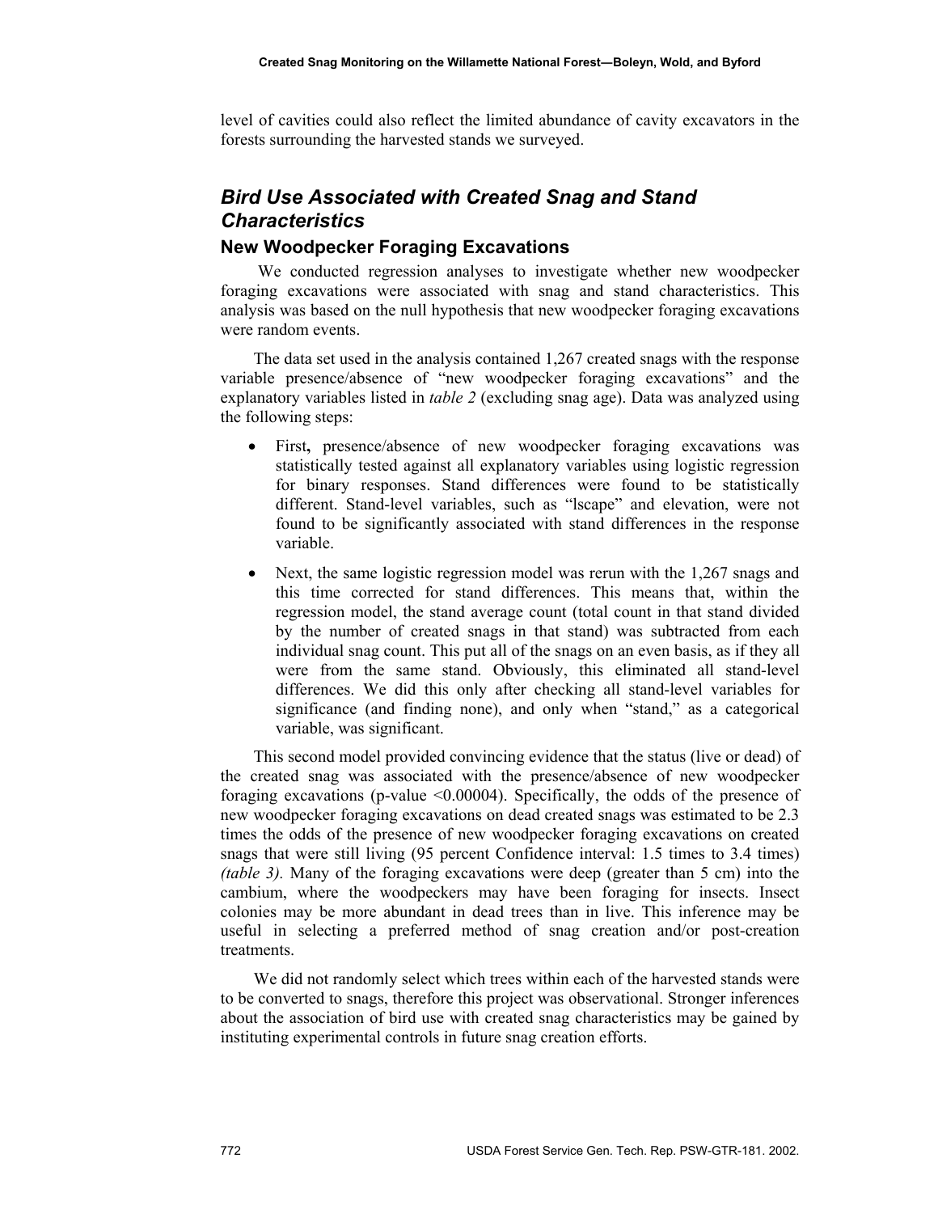level of cavities could also reflect the limited abundance of cavity excavators in the forests surrounding the harvested stands we surveyed.

## *Bird Use Associated with Created Snag and Stand Characteristics*

### New Woodpecker Foraging Excavations

We conducted regression analyses to investigate whether new woodpecker foraging excavations were associated with snag and stand characteristics. This analysis was based on the null hypothesis that new woodpecker foraging excavations were random events.

The data set used in the analysis contained 1,267 created snags with the response variable presence/absence of "new woodpecker foraging excavations" and the explanatory variables listed in *table 2* (excluding snag age). Data was analyzed using the following steps:

- First**,** presence/absence of new woodpecker foraging excavations was statistically tested against all explanatory variables using logistic regression for binary responses. Stand differences were found to be statistically different. Stand-level variables, such as "lscape" and elevation, were not found to be significantly associated with stand differences in the response variable.
- Next, the same logistic regression model was rerun with the 1,267 snags and this time corrected for stand differences. This means that, within the regression model, the stand average count (total count in that stand divided by the number of created snags in that stand) was subtracted from each individual snag count. This put all of the snags on an even basis, as if they all were from the same stand. Obviously, this eliminated all stand-level differences. We did this only after checking all stand-level variables for significance (and finding none), and only when "stand," as a categorical variable, was significant.

This second model provided convincing evidence that the status (live or dead) of the created snag was associated with the presence/absence of new woodpecker foraging excavations (p-value $<0.00004$). Specifically, the odds of the presence of new woodpecker foraging excavations on dead created snags was estimated to be 2.3 times the odds of the presence of new woodpecker foraging excavations on created snags that were still living (95 percent Confidence interval: 1.5 times to 3.4 times) *(table 3).* Many of the foraging excavations were deep (greater than 5 cm) into the cambium, where the woodpeckers may have been foraging for insects. Insect colonies may be more abundant in dead trees than in live. This inference may be useful in selecting a preferred method of snag creation and/or post-creation treatments.

We did not randomly select which trees within each of the harvested stands were to be converted to snags, therefore this project was observational. Stronger inferences about the association of bird use with created snag characteristics may be gained by instituting experimental controls in future snag creation efforts.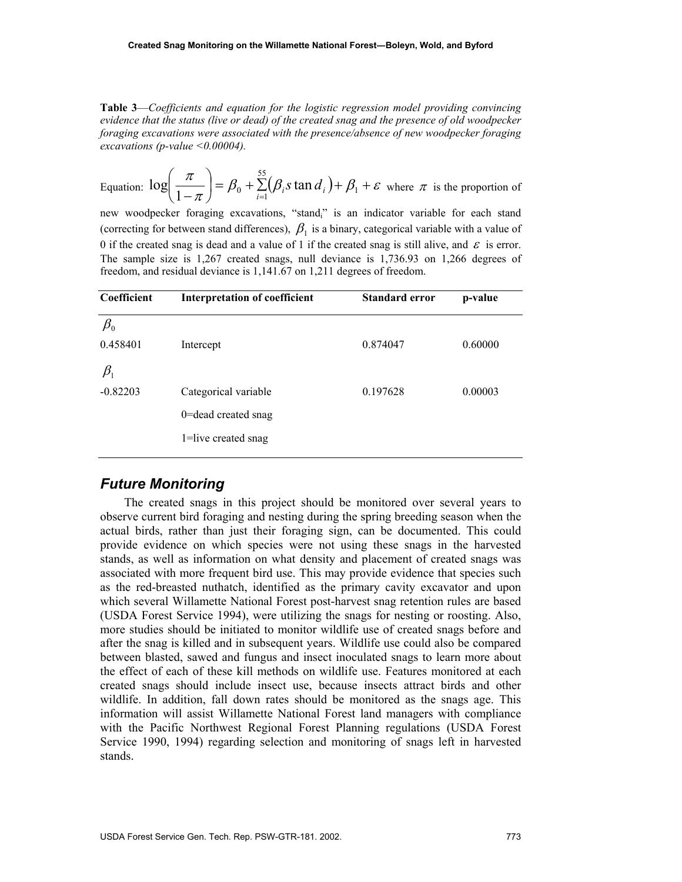**Table 3**—*Coefficients and equation for the logistic regression model providing convincing evidence that the status (live or dead) of the created snag and the presence of old woodpecker foraging excavations were associated with the presence/absence of new woodpecker foraging excavations (p-value <0.00004).*

Equation: $\log\left(\frac{\pi}{1-\pi}\right) = \beta_0 + \sum_{i=1}^{55}(\beta_i s \tan d_i) + \beta_1 + \varepsilon$ where $\pi$ is the proportion of new woodpecker foraging excavations, "stand$_i$" is an indicator variable for each stand (correcting for between stand differences), $\beta_1$ is a binary, categorical variable with a value of 0 if the created snag is dead and a value of 1 if the created snag is still alive, and $\varepsilon$ is error. The sample size is 1,267 created snags, null deviance is 1,736.93 on 1,266 degrees of freedom, and residual deviance is 1,141.67 on 1,211 degrees of freedom.

| Coefficient | Interpretation of coefficient | Standard error | p-value |
|---|---|---|---|
| $\beta_0$ | | | |
| 0.458401 | Intercept | 0.874047 | 0.60000 |
| $\beta_1$ | | | |
| -0.82203 | Categorical variable<br>0=dead created snag<br>1=live created snag | 0.197628 | 0.00003 |

## *Future Monitoring*

The created snags in this project should be monitored over several years to observe current bird foraging and nesting during the spring breeding season when the actual birds, rather than just their foraging sign, can be documented. This could provide evidence on which species were not using these snags in the harvested stands, as well as information on what density and placement of created snags was associated with more frequent bird use. This may provide evidence that species such as the red-breasted nuthatch, identified as the primary cavity excavator and upon which several Willamette National Forest post-harvest snag retention rules are based (USDA Forest Service 1994), were utilizing the snags for nesting or roosting. Also, more studies should be initiated to monitor wildlife use of created snags before and after the snag is killed and in subsequent years. Wildlife use could also be compared between blasted, sawed and fungus and insect inoculated snags to learn more about the effect of each of these kill methods on wildlife use. Features monitored at each created snags should include insect use, because insects attract birds and other wildlife. In addition, fall down rates should be monitored as the snags age. This information will assist Willamette National Forest land managers with compliance with the Pacific Northwest Regional Forest Planning regulations (USDA Forest Service 1990, 1994) regarding selection and monitoring of snags left in harvested stands.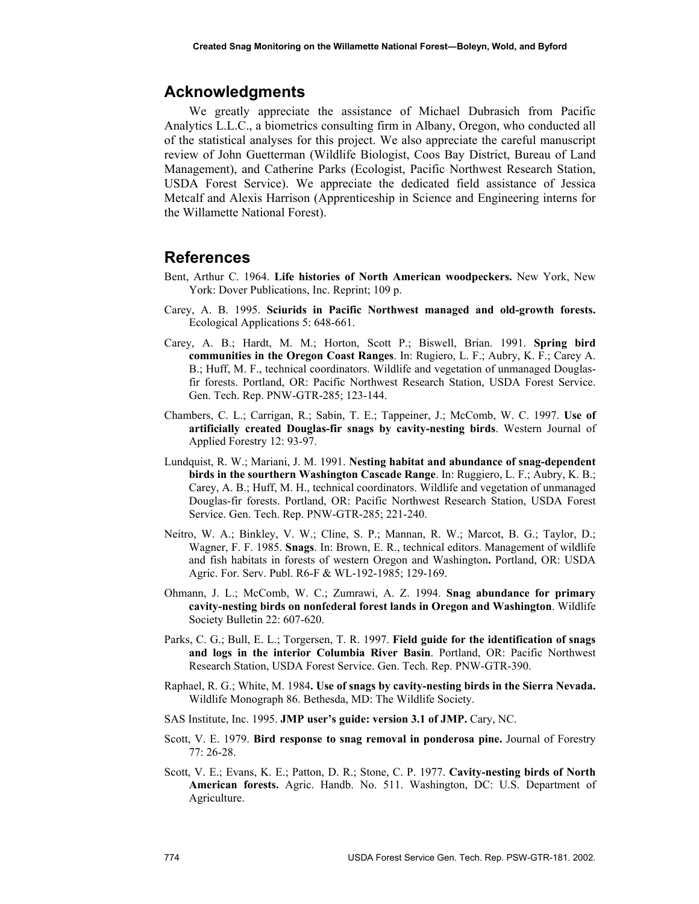## Acknowledgments

We greatly appreciate the assistance of Michael Dubrasich from Pacific Analytics L.L.C., a biometrics consulting firm in Albany, Oregon, who conducted all of the statistical analyses for this project. We also appreciate the careful manuscript review of John Guetterman (Wildlife Biologist, Coos Bay District, Bureau of Land Management), and Catherine Parks (Ecologist, Pacific Northwest Research Station, USDA Forest Service). We appreciate the dedicated field assistance of Jessica Metcalf and Alexis Harrison (Apprenticeship in Science and Engineering interns for the Willamette National Forest).

## References

Bent, Arthur C. 1964. **Life histories of North American woodpeckers.** New York, New York: Dover Publications, Inc. Reprint; 109 p.

Carey, A. B. 1995. **Sciurids in Pacific Northwest managed and old-growth forests.** Ecological Applications 5: 648-661.

Carey, A. B.; Hardt, M. M.; Horton, Scott P.; Biswell, Brian. 1991. **Spring bird communities in the Oregon Coast Ranges**. In: Rugiero, L. F.; Aubry, K. F.; Carey A. B.; Huff, M. F., technical coordinators. Wildlife and vegetation of unmanaged Douglas-fir forests. Portland, OR: Pacific Northwest Research Station, USDA Forest Service. Gen. Tech. Rep. PNW-GTR-285; 123-144.

Chambers, C. L.; Carrigan, R.; Sabin, T. E.; Tappeiner, J.; McComb, W. C. 1997. **Use of artificially created Douglas-fir snags by cavity-nesting birds**. Western Journal of Applied Forestry 12: 93-97.

Lundquist, R. W.; Mariani, J. M. 1991. **Nesting habitat and abundance of snag-dependent birds in the sourthern Washington Cascade Range**. In: Ruggiero, L. F.; Aubry, K. B.; Carey, A. B.; Huff, M. H., technical coordinators. Wildlife and vegetation of unmanaged Douglas-fir forests. Portland, OR: Pacific Northwest Research Station, USDA Forest Service. Gen. Tech. Rep. PNW-GTR-285; 221-240.

Neitro, W. A.; Binkley, V. W.; Cline, S. P.; Mannan, R. W.; Marcot, B. G.; Taylor, D.; Wagner, F. F. 1985. **Snags**. In: Brown, E. R., technical editors. Management of wildlife and fish habitats in forests of western Oregon and Washington**.** Portland, OR: USDA Agric. For. Serv. Publ. R6-F & WL-192-1985; 129-169.

Ohmann, J. L.; McComb, W. C.; Zumrawi, A. Z. 1994. **Snag abundance for primary cavity-nesting birds on nonfederal forest lands in Oregon and Washington**. Wildlife Society Bulletin 22: 607-620.

Parks, C. G.; Bull, E. L.; Torgersen, T. R. 1997. **Field guide for the identification of snags and logs in the interior Columbia River Basin**. Portland, OR: Pacific Northwest Research Station, USDA Forest Service. Gen. Tech. Rep. PNW-GTR-390.

Raphael, R. G.; White, M. 1984**. Use of snags by cavity-nesting birds in the Sierra Nevada.** Wildlife Monograph 86. Bethesda, MD: The Wildlife Society.

SAS Institute, Inc. 1995. **JMP user's guide: version 3.1 of JMP.** Cary, NC.

Scott, V. E. 1979. **Bird response to snag removal in ponderosa pine.** Journal of Forestry 77: 26-28.

Scott, V. E.; Evans, K. E.; Patton, D. R.; Stone, C. P. 1977. **Cavity-nesting birds of North American forests.** Agric. Handb. No. 511. Washington, DC: U.S. Department of Agriculture.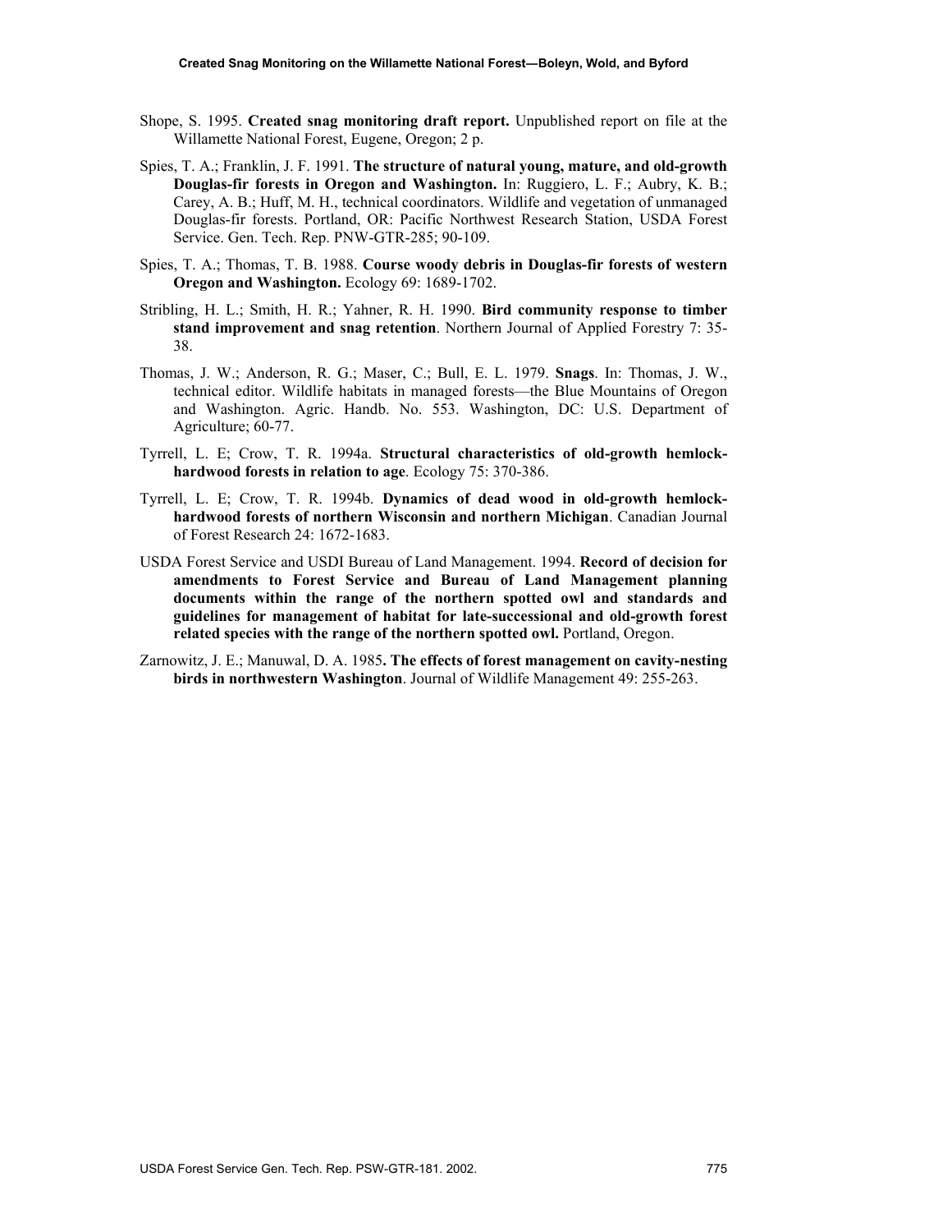Shope, S. 1995. **Created snag monitoring draft report.** Unpublished report on file at the Willamette National Forest, Eugene, Oregon; 2 p.

Spies, T. A.; Franklin, J. F. 1991. **The structure of natural young, mature, and old-growth Douglas-fir forests in Oregon and Washington.** In: Ruggiero, L. F.; Aubry, K. B.; Carey, A. B.; Huff, M. H., technical coordinators. Wildlife and vegetation of unmanaged Douglas-fir forests. Portland, OR: Pacific Northwest Research Station, USDA Forest Service. Gen. Tech. Rep. PNW-GTR-285; 90-109.

Spies, T. A.; Thomas, T. B. 1988. **Course woody debris in Douglas-fir forests of western Oregon and Washington.** Ecology 69: 1689-1702.

Stribling, H. L.; Smith, H. R.; Yahner, R. H. 1990. **Bird community response to timber stand improvement and snag retention**. Northern Journal of Applied Forestry 7: 35-38.

Thomas, J. W.; Anderson, R. G.; Maser, C.; Bull, E. L. 1979. **Snags**. In: Thomas, J. W., technical editor. Wildlife habitats in managed forests—the Blue Mountains of Oregon and Washington. Agric. Handb. No. 553. Washington, DC: U.S. Department of Agriculture; 60-77.

Tyrrell, L. E; Crow, T. R. 1994a. **Structural characteristics of old-growth hemlock-hardwood forests in relation to age**. Ecology 75: 370-386.

Tyrrell, L. E; Crow, T. R. 1994b. **Dynamics of dead wood in old-growth hemlock-hardwood forests of northern Wisconsin and northern Michigan**. Canadian Journal of Forest Research 24: 1672-1683.

USDA Forest Service and USDI Bureau of Land Management. 1994. **Record of decision for amendments to Forest Service and Bureau of Land Management planning documents within the range of the northern spotted owl and standards and guidelines for management of habitat for late-successional and old-growth forest related species with the range of the northern spotted owl.** Portland, Oregon.

Zarnowitz, J. E.; Manuwal, D. A. 1985**. The effects of forest management on cavity-nesting birds in northwestern Washington**. Journal of Wildlife Management 49: 255-263.